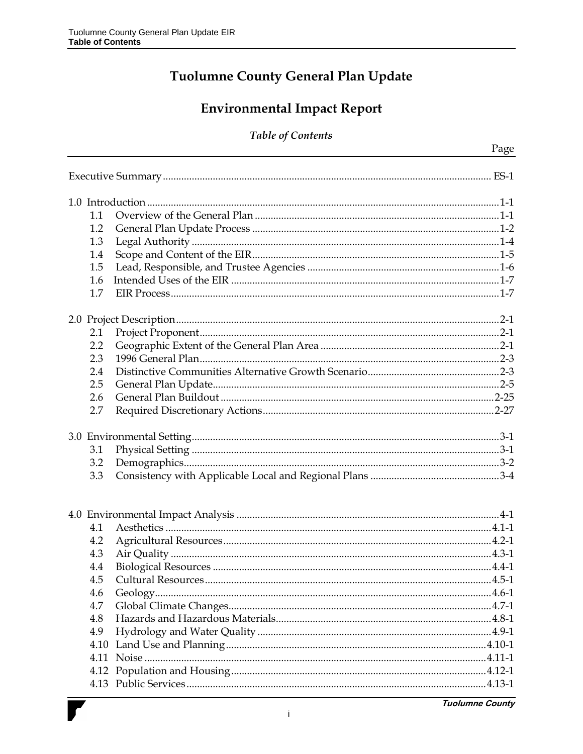# Tuolumne County General Plan Update

# Environmental Impact Report

## *Table of Contents*

| | Page |
|---|---|
| Executive Summary | ES-1 |
| 1.0 Introduction | 1-1 |
| 1.1 Overview of the General Plan | 1-1 |
| 1.2 General Plan Update Process | 1-2 |
| 1.3 Legal Authority | 1-4 |
| 1.4 Scope and Content of the EIR | 1-5 |
| 1.5 Lead, Responsible, and Trustee Agencies | 1-6 |
| 1.6 Intended Uses of the EIR | 1-7 |
| 1.7 EIR Process | 1-7 |
| 2.0 Project Description | 2-1 |
| 2.1 Project Proponent | 2-1 |
| 2.2 Geographic Extent of the General Plan Area | 2-1 |
| 2.3 1996 General Plan | 2-3 |
| 2.4 Distinctive Communities Alternative Growth Scenario | 2-3 |
| 2.5 General Plan Update | 2-5 |
| 2.6 General Plan Buildout | 2-25 |
| 2.7 Required Discretionary Actions | 2-27 |
| 3.0 Environmental Setting | 3-1 |
| 3.1 Physical Setting | 3-1 |
| 3.2 Demographics | 3-2 |
| 3.3 Consistency with Applicable Local and Regional Plans | 3-4 |
| 4.0 Environmental Impact Analysis | 4-1 |
| 4.1 Aesthetics | 4.1-1 |
| 4.2 Agricultural Resources | 4.2-1 |
| 4.3 Air Quality | 4.3-1 |
| 4.4 Biological Resources | 4.4-1 |
| 4.5 Cultural Resources | 4.5-1 |
| 4.6 Geology | 4.6-1 |
| 4.7 Global Climate Changes | 4.7-1 |
| 4.8 Hazards and Hazardous Materials | 4.8-1 |
| 4.9 Hydrology and Water Quality | 4.9-1 |
| 4.10 Land Use and Planning | 4.10-1 |
| 4.11 Noise | 4.11-1 |
| 4.12 Population and Housing | 4.12-1 |
| 4.13 Public Services | 4.13-1 |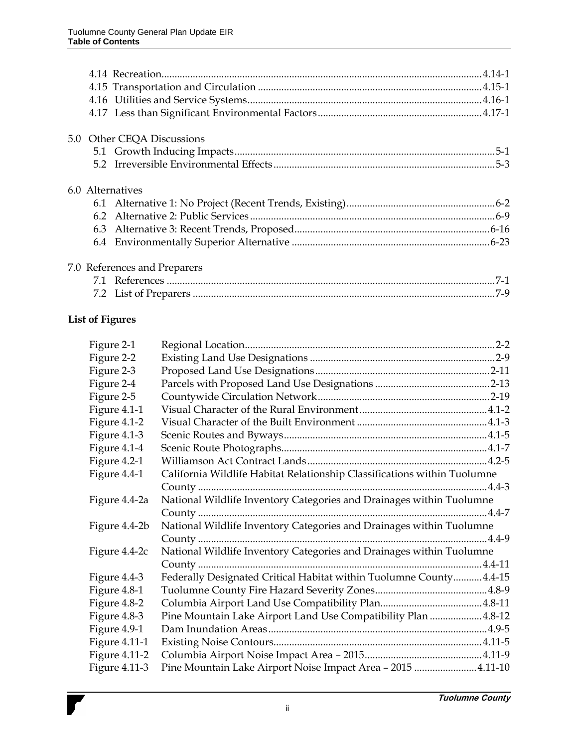4.14 Recreation.......................................................................................................4.14-1
4.15 Transportation and Circulation ..................................................................4.15-1
4.16 Utilities and Service Systems......................................................................4.16-1
4.17 Less than Significant Environmental Factors............................................4.17-1

5.0 Other CEQA Discussions
5.1 Growth Inducing Impacts................................................................................5-1
5.2 Irreversible Environmental Effects..................................................................5-3

6.0 Alternatives
6.1 Alternative 1: No Project (Recent Trends, Existing).......................................6-2
6.2 Alternative 2: Public Services..........................................................................6-9
6.3 Alternative 3: Recent Trends, Proposed........................................................6-16
6.4 Environmentally Superior Alternative .........................................................6-23

7.0 References and Preparers
7.1 References .........................................................................................................7-1
7.2 List of Preparers ...............................................................................................7-9

**List of Figures**

| | | |
|---|---|---|
| Figure 2-1 | Regional Location | 2-2 |
| Figure 2-2 | Existing Land Use Designations | 2-9 |
| Figure 2-3 | Proposed Land Use Designations | 2-11 |
| Figure 2-4 | Parcels with Proposed Land Use Designations | 2-13 |
| Figure 2-5 | Countywide Circulation Network | 2-19 |
| Figure 4.1-1 | Visual Character of the Rural Environment | 4.1-2 |
| Figure 4.1-2 | Visual Character of the Built Environment | 4.1-3 |
| Figure 4.1-3 | Scenic Routes and Byways | 4.1-5 |
| Figure 4.1-4 | Scenic Route Photographs | 4.1-7 |
| Figure 4.2-1 | Williamson Act Contract Lands | 4.2-5 |
| Figure 4.4-1 | California Wildlife Habitat Relationship Classifications within Tuolumne County | 4.4-3 |
| Figure 4.4-2a | National Wildlife Inventory Categories and Drainages within Tuolumne County | 4.4-7 |
| Figure 4.4-2b | National Wildlife Inventory Categories and Drainages within Tuolumne County | 4.4-9 |
| Figure 4.4-2c | National Wildlife Inventory Categories and Drainages within Tuolumne County | 4.4-11 |
| Figure 4.4-3 | Federally Designated Critical Habitat within Tuolumne County | 4.4-15 |
| Figure 4.8-1 | Tuolumne County Fire Hazard Severity Zones | 4.8-9 |
| Figure 4.8-2 | Columbia Airport Land Use Compatibility Plan | 4.8-11 |
| Figure 4.8-3 | Pine Mountain Lake Airport Land Use Compatibility Plan | 4.8-12 |
| Figure 4.9-1 | Dam Inundation Areas | 4.9-5 |
| Figure 4.11-1 | Existing Noise Contours | 4.11-5 |
| Figure 4.11-2 | Columbia Airport Noise Impact Area – 2015 | 4.11-9 |
| Figure 4.11-3 | Pine Mountain Lake Airport Noise Impact Area – 2015 | 4.11-10 |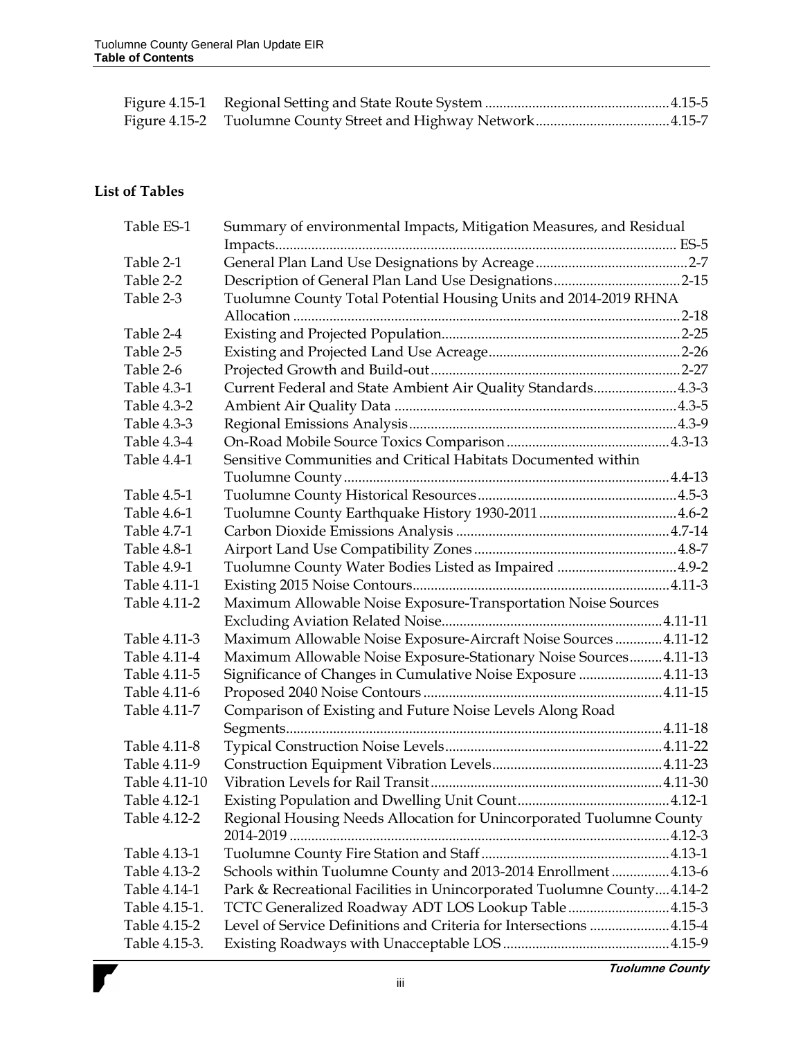| | | |
|---|---|---|
| Figure 4.15-1 | Regional Setting and State Route System | 4.15-5 |
| Figure 4.15-2 | Tuolumne County Street and Highway Network | 4.15-7 |

**List of Tables**

| | | |
|---|---|---|
| Table ES-1 | Summary of environmental Impacts, Mitigation Measures, and Residual Impacts | ES-5 |
| Table 2-1 | General Plan Land Use Designations by Acreage | 2-7 |
| Table 2-2 | Description of General Plan Land Use Designations | 2-15 |
| Table 2-3 | Tuolumne County Total Potential Housing Units and 2014-2019 RHNA Allocation | 2-18 |
| Table 2-4 | Existing and Projected Population | 2-25 |
| Table 2-5 | Existing and Projected Land Use Acreage | 2-26 |
| Table 2-6 | Projected Growth and Build-out | 2-27 |
| Table 4.3-1 | Current Federal and State Ambient Air Quality Standards | 4.3-3 |
| Table 4.3-2 | Ambient Air Quality Data | 4.3-5 |
| Table 4.3-3 | Regional Emissions Analysis | 4.3-9 |
| Table 4.3-4 | On-Road Mobile Source Toxics Comparison | 4.3-13 |
| Table 4.4-1 | Sensitive Communities and Critical Habitats Documented within Tuolumne County | 4.4-13 |
| Table 4.5-1 | Tuolumne County Historical Resources | 4.5-3 |
| Table 4.6-1 | Tuolumne County Earthquake History 1930-2011 | 4.6-2 |
| Table 4.7-1 | Carbon Dioxide Emissions Analysis | 4.7-14 |
| Table 4.8-1 | Airport Land Use Compatibility Zones | 4.8-7 |
| Table 4.9-1 | Tuolumne County Water Bodies Listed as Impaired | 4.9-2 |
| Table 4.11-1 | Existing 2015 Noise Contours | 4.11-3 |
| Table 4.11-2 | Maximum Allowable Noise Exposure-Transportation Noise Sources Excluding Aviation Related Noise | 4.11-11 |
| Table 4.11-3 | Maximum Allowable Noise Exposure-Aircraft Noise Sources | 4.11-12 |
| Table 4.11-4 | Maximum Allowable Noise Exposure-Stationary Noise Sources | 4.11-13 |
| Table 4.11-5 | Significance of Changes in Cumulative Noise Exposure | 4.11-13 |
| Table 4.11-6 | Proposed 2040 Noise Contours | 4.11-15 |
| Table 4.11-7 | Comparison of Existing and Future Noise Levels Along Road Segments | 4.11-18 |
| Table 4.11-8 | Typical Construction Noise Levels | 4.11-22 |
| Table 4.11-9 | Construction Equipment Vibration Levels | 4.11-23 |
| Table 4.11-10 | Vibration Levels for Rail Transit | 4.11-30 |
| Table 4.12-1 | Existing Population and Dwelling Unit Count | 4.12-1 |
| Table 4.12-2 | Regional Housing Needs Allocation for Unincorporated Tuolumne County 2014-2019 | 4.12-3 |
| Table 4.13-1 | Tuolumne County Fire Station and Staff | 4.13-1 |
| Table 4.13-2 | Schools within Tuolumne County and 2013-2014 Enrollment | 4.13-6 |
| Table 4.14-1 | Park & Recreational Facilities in Unincorporated Tuolumne County | 4.14-2 |
| Table 4.15-1. | TCTC Generalized Roadway ADT LOS Lookup Table | 4.15-3 |
| Table 4.15-2 | Level of Service Definitions and Criteria for Intersections | 4.15-4 |
| Table 4.15-3. | Existing Roadways with Unacceptable LOS | 4.15-9 |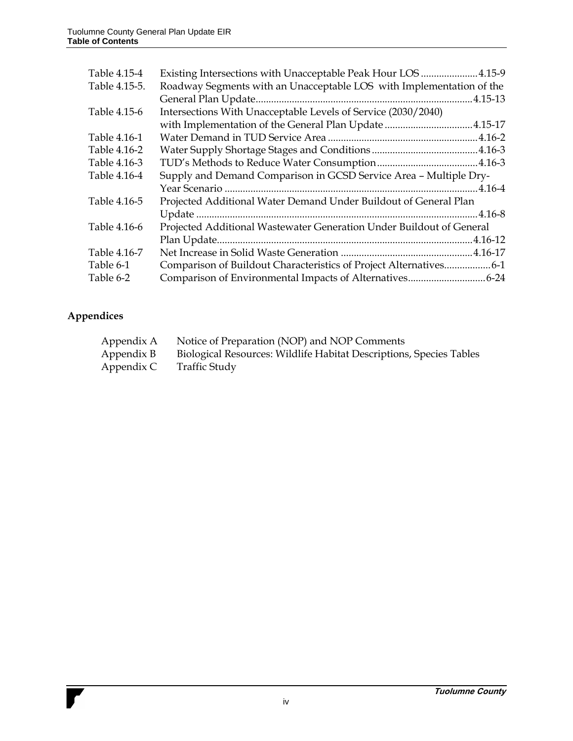| | | |
|---|---|---|
| Table 4.15-4 | Existing Intersections with Unacceptable Peak Hour LOS | 4.15-9 |
| Table 4.15-5. | Roadway Segments with an Unacceptable LOS with Implementation of the General Plan Update | 4.15-13 |
| Table 4.15-6 | Intersections With Unacceptable Levels of Service (2030/2040) with Implementation of the General Plan Update | 4.15-17 |
| Table 4.16-1 | Water Demand in TUD Service Area | 4.16-2 |
| Table 4.16-2 | Water Supply Shortage Stages and Conditions | 4.16-3 |
| Table 4.16-3 | TUD's Methods to Reduce Water Consumption | 4.16-3 |
| Table 4.16-4 | Supply and Demand Comparison in GCSD Service Area – Multiple Dry-Year Scenario | 4.16-4 |
| Table 4.16-5 | Projected Additional Water Demand Under Buildout of General Plan Update | 4.16-8 |
| Table 4.16-6 | Projected Additional Wastewater Generation Under Buildout of General Plan Update | 4.16-12 |
| Table 4.16-7 | Net Increase in Solid Waste Generation | 4.16-17 |
| Table 6-1 | Comparison of Buildout Characteristics of Project Alternatives | 6-1 |
| Table 6-2 | Comparison of Environmental Impacts of Alternatives | 6-24 |

## Appendices

| | |
|---|---|
| Appendix A | Notice of Preparation (NOP) and NOP Comments |
| Appendix B | Biological Resources: Wildlife Habitat Descriptions, Species Tables |
| Appendix C | Traffic Study |